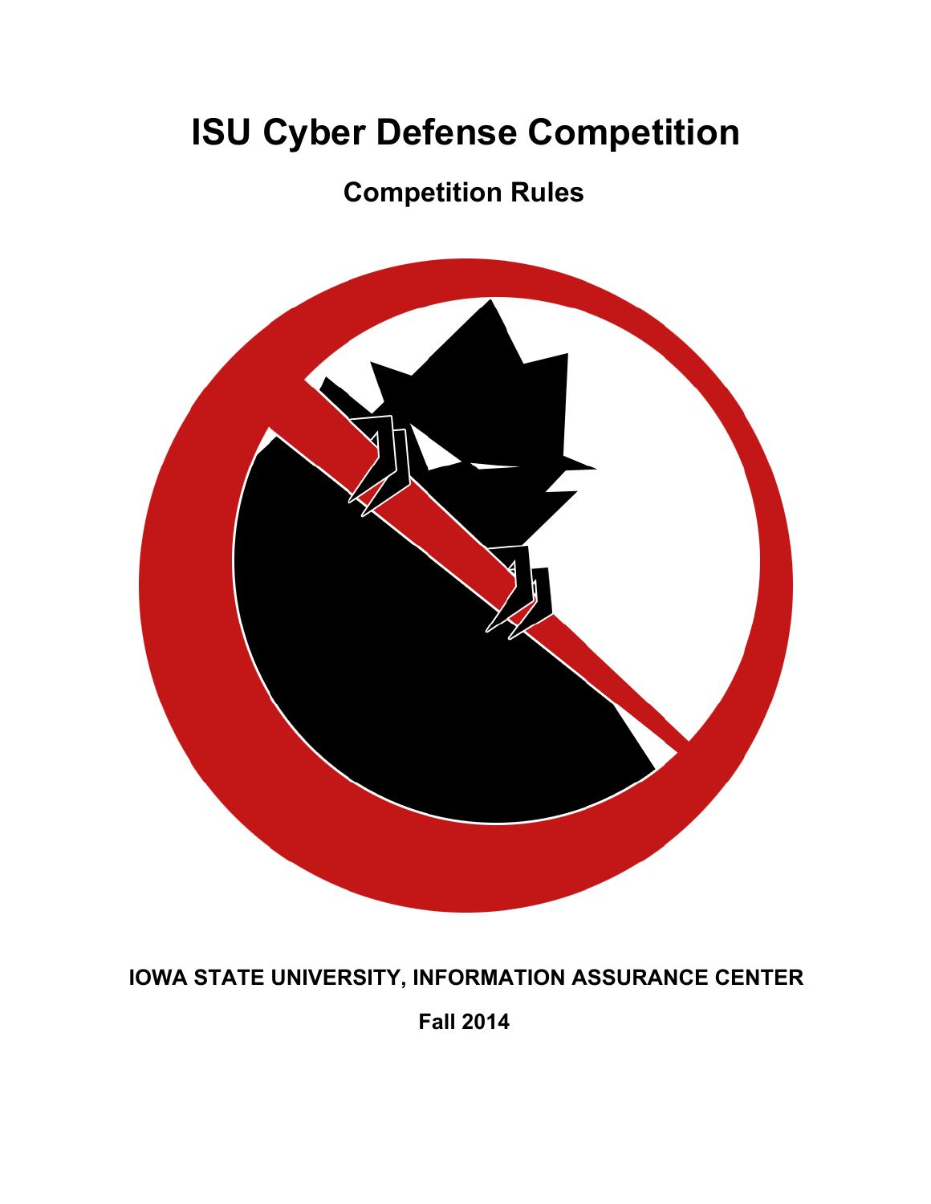# ISU Cyber Defense Competition

## Competition Rules

**IOWA STATE UNIVERSITY, INFORMATION ASSURANCE CENTER**

**Fall 2014**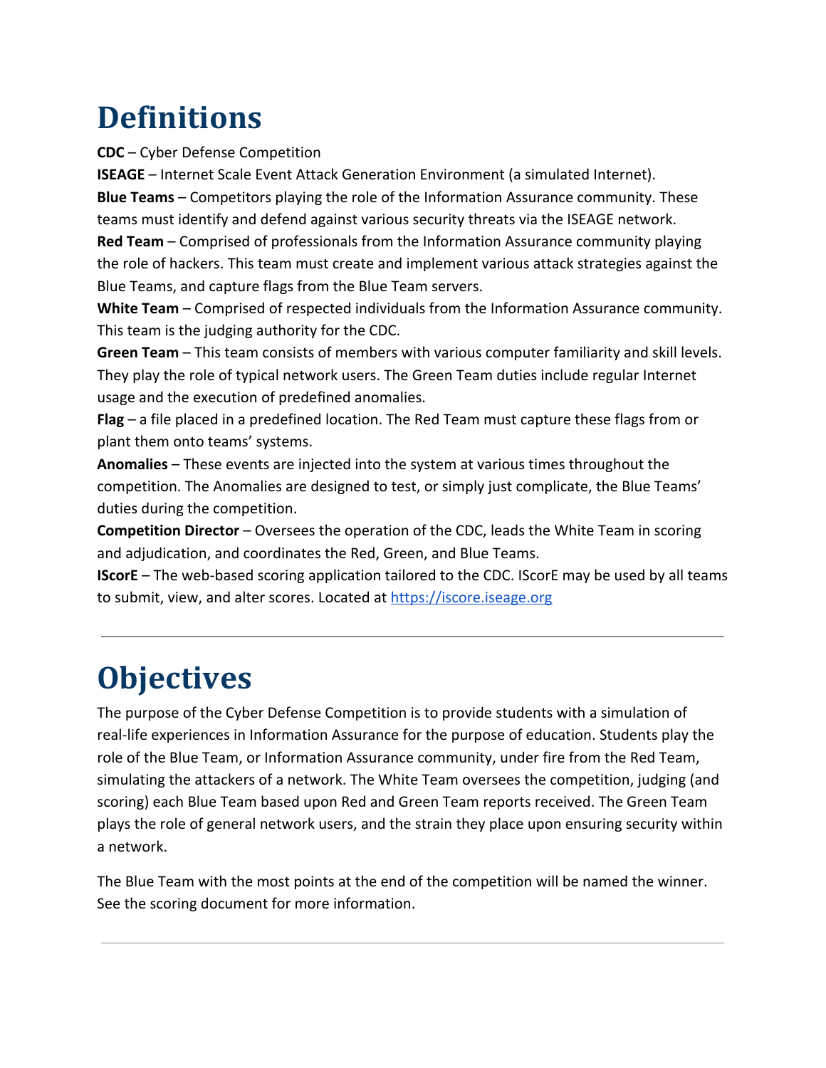# Definitions

**CDC** – Cyber Defense Competition

**ISEAGE** – Internet Scale Event Attack Generation Environment (a simulated Internet).

**Blue Teams** – Competitors playing the role of the Information Assurance community. These teams must identify and defend against various security threats via the ISEAGE network.

**Red Team** – Comprised of professionals from the Information Assurance community playing the role of hackers. This team must create and implement various attack strategies against the Blue Teams, and capture flags from the Blue Team servers.

**White Team** – Comprised of respected individuals from the Information Assurance community. This team is the judging authority for the CDC.

**Green Team** – This team consists of members with various computer familiarity and skill levels. They play the role of typical network users. The Green Team duties include regular Internet usage and the execution of predefined anomalies.

**Flag** – a file placed in a predefined location. The Red Team must capture these flags from or plant them onto teams' systems.

**Anomalies** – These events are injected into the system at various times throughout the competition. The Anomalies are designed to test, or simply just complicate, the Blue Teams' duties during the competition.

**Competition Director** – Oversees the operation of the CDC, leads the White Team in scoring and adjudication, and coordinates the Red, Green, and Blue Teams.

**IScorE** – The web-based scoring application tailored to the CDC. IScorE may be used by all teams to submit, view, and alter scores. Located at [https://iscore.iseage.org](https://iscore.iseage.org)

---

# Objectives

The purpose of the Cyber Defense Competition is to provide students with a simulation of real-life experiences in Information Assurance for the purpose of education. Students play the role of the Blue Team, or Information Assurance community, under fire from the Red Team, simulating the attackers of a network. The White Team oversees the competition, judging (and scoring) each Blue Team based upon Red and Green Team reports received. The Green Team plays the role of general network users, and the strain they place upon ensuring security within a network.

The Blue Team with the most points at the end of the competition will be named the winner. See the scoring document for more information.

---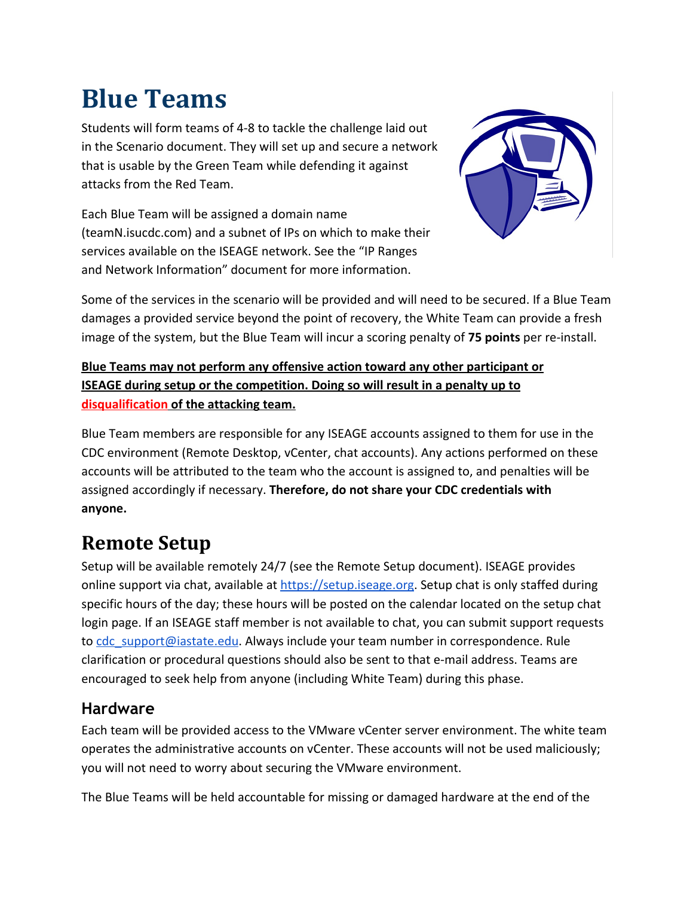# Blue Teams

Students will form teams of 4-8 to tackle the challenge laid out in the Scenario document. They will set up and secure a network that is usable by the Green Team while defending it against attacks from the Red Team.

Each Blue Team will be assigned a domain name (teamN.isucdc.com) and a subnet of IPs on which to make their services available on the ISEAGE network. See the "IP Ranges and Network Information" document for more information.

Some of the services in the scenario will be provided and will need to be secured. If a Blue Team damages a provided service beyond the point of recovery, the White Team can provide a fresh image of the system, but the Blue Team will incur a scoring penalty of **75 points** per re-install.

**Blue Teams may not perform any offensive action toward any other participant or ISEAGE during setup or the competition. Doing so will result in a penalty up to disqualification of the attacking team.**

Blue Team members are responsible for any ISEAGE accounts assigned to them for use in the CDC environment (Remote Desktop, vCenter, chat accounts). Any actions performed on these accounts will be attributed to the team who the account is assigned to, and penalties will be assigned accordingly if necessary. **Therefore, do not share your CDC credentials with anyone.**

## Remote Setup

Setup will be available remotely 24/7 (see the Remote Setup document). ISEAGE provides online support via chat, available at https://setup.iseage.org. Setup chat is only staffed during specific hours of the day; these hours will be posted on the calendar located on the setup chat login page. If an ISEAGE staff member is not available to chat, you can submit support requests to cdc_support@iastate.edu. Always include your team number in correspondence. Rule clarification or procedural questions should also be sent to that e-mail address. Teams are encouraged to seek help from anyone (including White Team) during this phase.

### Hardware

Each team will be provided access to the VMware vCenter server environment. The white team operates the administrative accounts on vCenter. These accounts will not be used maliciously; you will not need to worry about securing the VMware environment.

The Blue Teams will be held accountable for missing or damaged hardware at the end of the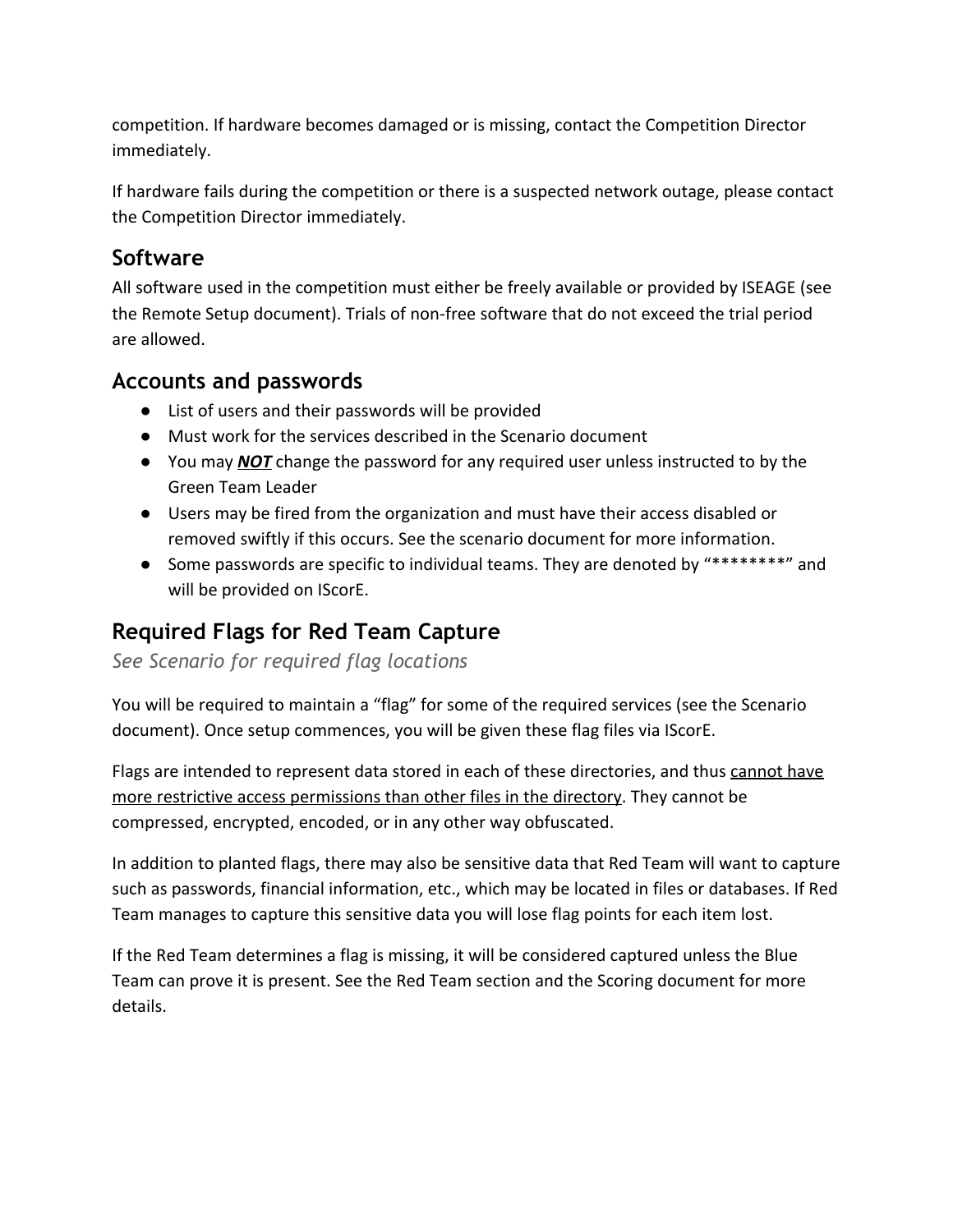competition. If hardware becomes damaged or is missing, contact the Competition Director immediately.

If hardware fails during the competition or there is a suspected network outage, please contact the Competition Director immediately.

## Software

All software used in the competition must either be freely available or provided by ISEAGE (see the Remote Setup document). Trials of non-free software that do not exceed the trial period are allowed.

## Accounts and passwords

- List of users and their passwords will be provided
- Must work for the services described in the Scenario document
- You may ***NOT*** change the password for any required user unless instructed to by the Green Team Leader
- Users may be fired from the organization and must have their access disabled or removed swiftly if this occurs. See the scenario document for more information.
- Some passwords are specific to individual teams. They are denoted by "********" and will be provided on IScorE.

## Required Flags for Red Team Capture

*See Scenario for required flag locations*

You will be required to maintain a "flag" for some of the required services (see the Scenario document). Once setup commences, you will be given these flag files via IScorE.

Flags are intended to represent data stored in each of these directories, and thus cannot have more restrictive access permissions than other files in the directory. They cannot be compressed, encrypted, encoded, or in any other way obfuscated.

In addition to planted flags, there may also be sensitive data that Red Team will want to capture such as passwords, financial information, etc., which may be located in files or databases. If Red Team manages to capture this sensitive data you will lose flag points for each item lost.

If the Red Team determines a flag is missing, it will be considered captured unless the Blue Team can prove it is present. See the Red Team section and the Scoring document for more details.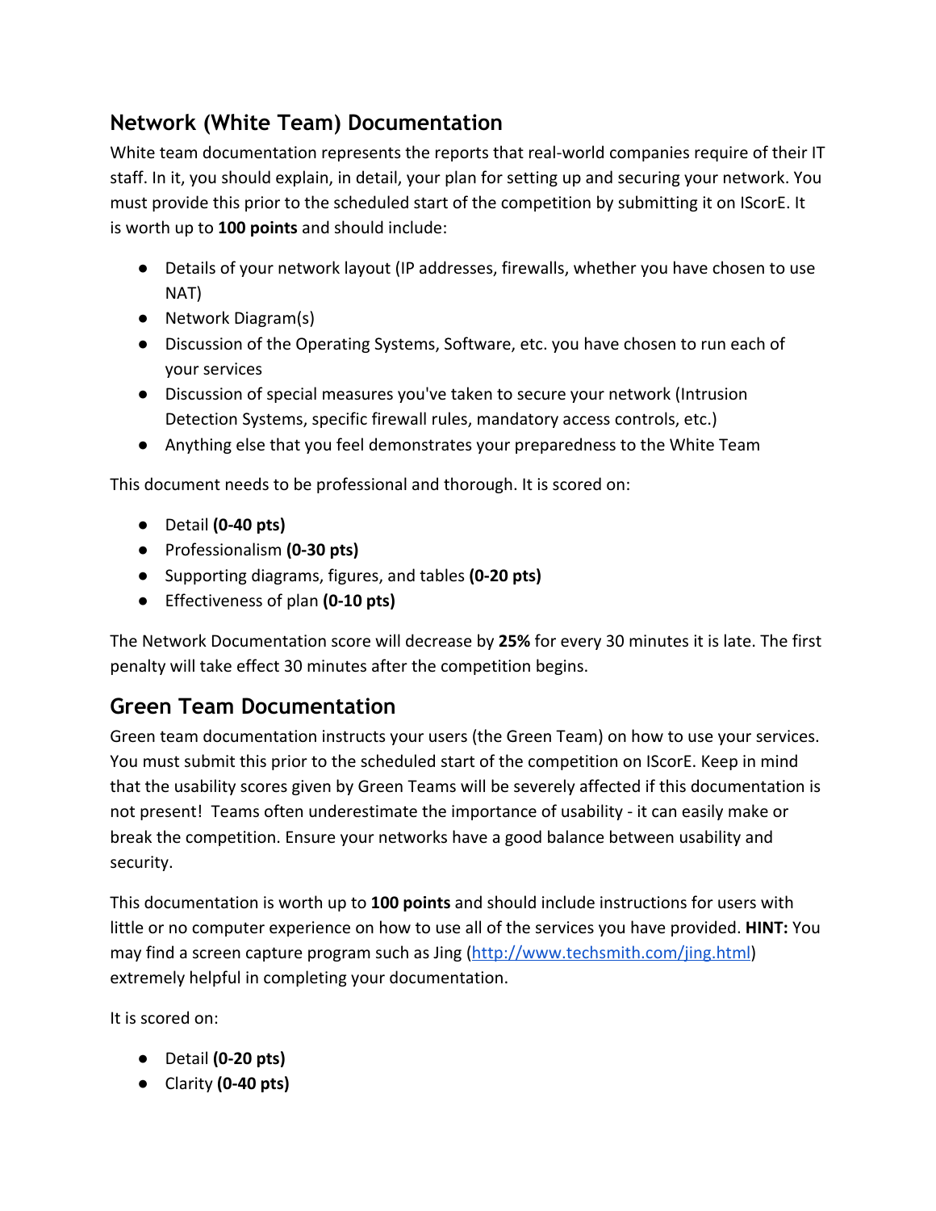## Network (White Team) Documentation

White team documentation represents the reports that real-world companies require of their IT staff. In it, you should explain, in detail, your plan for setting up and securing your network. You must provide this prior to the scheduled start of the competition by submitting it on IScorE. It is worth up to **100 points** and should include:

- Details of your network layout (IP addresses, firewalls, whether you have chosen to use NAT)
- Network Diagram(s)
- Discussion of the Operating Systems, Software, etc. you have chosen to run each of your services
- Discussion of special measures you've taken to secure your network (Intrusion Detection Systems, specific firewall rules, mandatory access controls, etc.)
- Anything else that you feel demonstrates your preparedness to the White Team

This document needs to be professional and thorough. It is scored on:

- Detail **(0-40 pts)**
- Professionalism **(0-30 pts)**
- Supporting diagrams, figures, and tables **(0-20 pts)**
- Effectiveness of plan **(0-10 pts)**

The Network Documentation score will decrease by **25%** for every 30 minutes it is late. The first penalty will take effect 30 minutes after the competition begins.

## Green Team Documentation

Green team documentation instructs your users (the Green Team) on how to use your services. You must submit this prior to the scheduled start of the competition on IScorE. Keep in mind that the usability scores given by Green Teams will be severely affected if this documentation is not present! Teams often underestimate the importance of usability - it can easily make or break the competition. Ensure your networks have a good balance between usability and security.

This documentation is worth up to **100 points** and should include instructions for users with little or no computer experience on how to use all of the services you have provided. **HINT:** You may find a screen capture program such as Jing ([http://www.techsmith.com/jing.html](http://www.techsmith.com/jing.html)) extremely helpful in completing your documentation.

It is scored on:

- Detail **(0-20 pts)**
- Clarity **(0-40 pts)**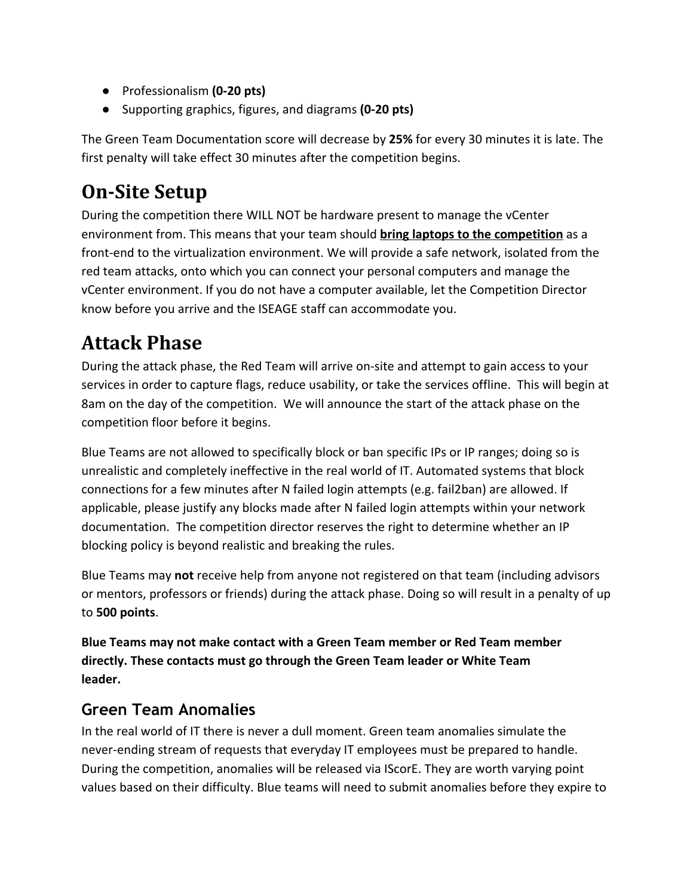- Professionalism **(0-20 pts)**
- Supporting graphics, figures, and diagrams **(0-20 pts)**

The Green Team Documentation score will decrease by **25%** for every 30 minutes it is late. The first penalty will take effect 30 minutes after the competition begins.

# On-Site Setup

During the competition there WILL NOT be hardware present to manage the vCenter environment from. This means that your team should **bring laptops to the competition** as a front-end to the virtualization environment. We will provide a safe network, isolated from the red team attacks, onto which you can connect your personal computers and manage the vCenter environment. If you do not have a computer available, let the Competition Director know before you arrive and the ISEAGE staff can accommodate you.

# Attack Phase

During the attack phase, the Red Team will arrive on-site and attempt to gain access to your services in order to capture flags, reduce usability, or take the services offline. This will begin at 8am on the day of the competition. We will announce the start of the attack phase on the competition floor before it begins.

Blue Teams are not allowed to specifically block or ban specific IPs or IP ranges; doing so is unrealistic and completely ineffective in the real world of IT. Automated systems that block connections for a few minutes after N failed login attempts (e.g. fail2ban) are allowed. If applicable, please justify any blocks made after N failed login attempts within your network documentation. The competition director reserves the right to determine whether an IP blocking policy is beyond realistic and breaking the rules.

Blue Teams may **not** receive help from anyone not registered on that team (including advisors or mentors, professors or friends) during the attack phase. Doing so will result in a penalty of up to **500 points**.

**Blue Teams may not make contact with a Green Team member or Red Team member directly. These contacts must go through the Green Team leader or White Team leader.**

## Green Team Anomalies

In the real world of IT there is never a dull moment. Green team anomalies simulate the never-ending stream of requests that everyday IT employees must be prepared to handle. During the competition, anomalies will be released via IScorE. They are worth varying point values based on their difficulty. Blue teams will need to submit anomalies before they expire to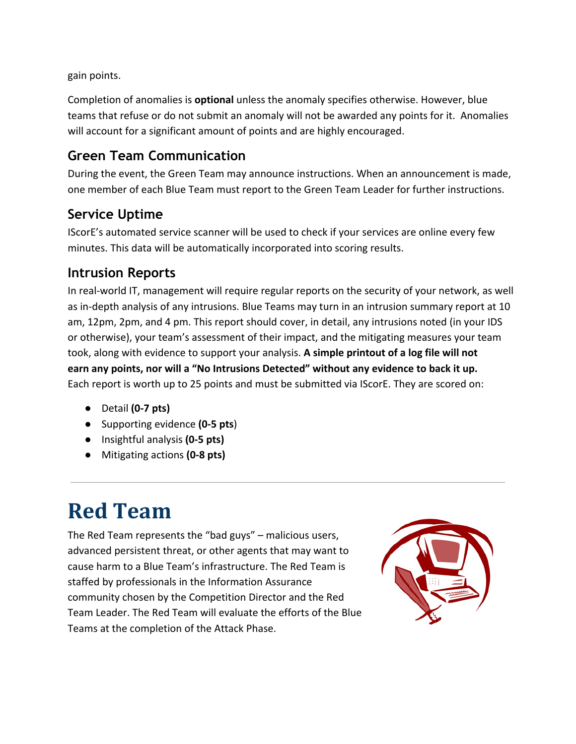gain points.

Completion of anomalies is **optional** unless the anomaly specifies otherwise. However, blue teams that refuse or do not submit an anomaly will not be awarded any points for it. Anomalies will account for a significant amount of points and are highly encouraged.

### Green Team Communication

During the event, the Green Team may announce instructions. When an announcement is made, one member of each Blue Team must report to the Green Team Leader for further instructions.

### Service Uptime

IScorE's automated service scanner will be used to check if your services are online every few minutes. This data will be automatically incorporated into scoring results.

### Intrusion Reports

In real-world IT, management will require regular reports on the security of your network, as well as in-depth analysis of any intrusions. Blue Teams may turn in an intrusion summary report at 10 am, 12pm, 2pm, and 4 pm. This report should cover, in detail, any intrusions noted (in your IDS or otherwise), your team's assessment of their impact, and the mitigating measures your team took, along with evidence to support your analysis. **A simple printout of a log file will not earn any points, nor will a "No Intrusions Detected" without any evidence to back it up.** Each report is worth up to 25 points and must be submitted via IScorE. They are scored on:

- Detail **(0-7 pts)**
- Supporting evidence **(0-5 pts)**
- Insightful analysis **(0-5 pts)**
- Mitigating actions **(0-8 pts)**

---

# Red Team

The Red Team represents the "bad guys" – malicious users, advanced persistent threat, or other agents that may want to cause harm to a Blue Team's infrastructure. The Red Team is staffed by professionals in the Information Assurance community chosen by the Competition Director and the Red Team Leader. The Red Team will evaluate the efforts of the Blue Teams at the completion of the Attack Phase.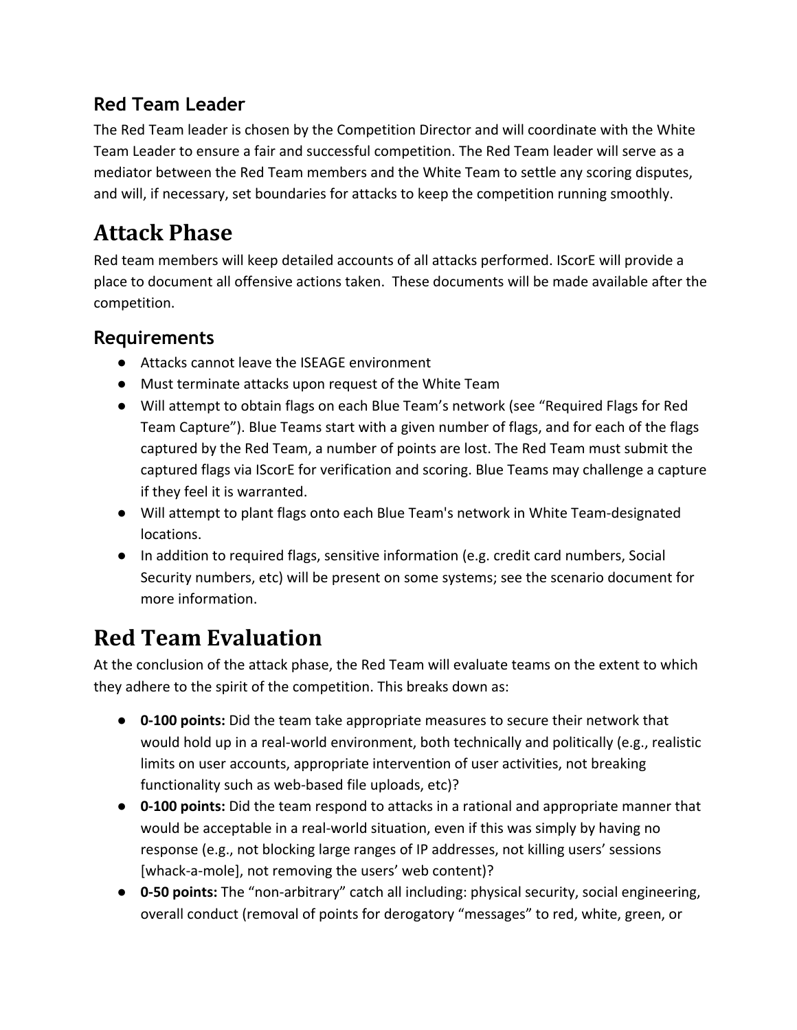## Red Team Leader

The Red Team leader is chosen by the Competition Director and will coordinate with the White Team Leader to ensure a fair and successful competition. The Red Team leader will serve as a mediator between the Red Team members and the White Team to settle any scoring disputes, and will, if necessary, set boundaries for attacks to keep the competition running smoothly.

# Attack Phase

Red team members will keep detailed accounts of all attacks performed. IScorE will provide a place to document all offensive actions taken. These documents will be made available after the competition.

## Requirements

- Attacks cannot leave the ISEAGE environment
- Must terminate attacks upon request of the White Team
- Will attempt to obtain flags on each Blue Team's network (see "Required Flags for Red Team Capture"). Blue Teams start with a given number of flags, and for each of the flags captured by the Red Team, a number of points are lost. The Red Team must submit the captured flags via IScorE for verification and scoring. Blue Teams may challenge a capture if they feel it is warranted.
- Will attempt to plant flags onto each Blue Team's network in White Team-designated locations.
- In addition to required flags, sensitive information (e.g. credit card numbers, Social Security numbers, etc) will be present on some systems; see the scenario document for more information.

# Red Team Evaluation

At the conclusion of the attack phase, the Red Team will evaluate teams on the extent to which they adhere to the spirit of the competition. This breaks down as:

- **0-100 points:** Did the team take appropriate measures to secure their network that would hold up in a real-world environment, both technically and politically (e.g., realistic limits on user accounts, appropriate intervention of user activities, not breaking functionality such as web-based file uploads, etc)?
- **0-100 points:** Did the team respond to attacks in a rational and appropriate manner that would be acceptable in a real-world situation, even if this was simply by having no response (e.g., not blocking large ranges of IP addresses, not killing users' sessions [whack-a-mole], not removing the users' web content)?
- **0-50 points:** The "non-arbitrary" catch all including: physical security, social engineering, overall conduct (removal of points for derogatory "messages" to red, white, green, or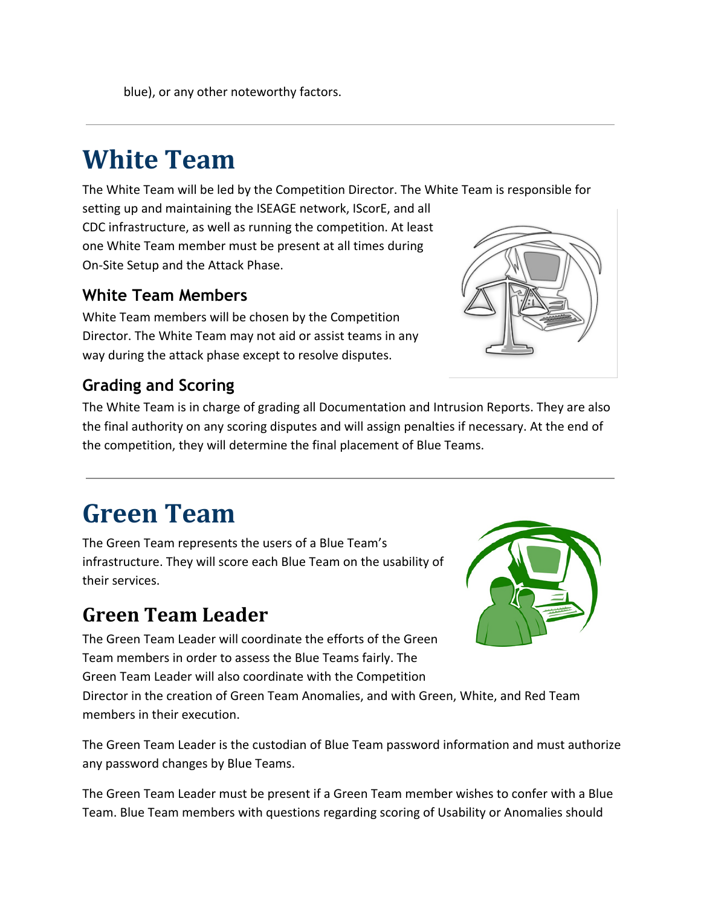blue), or any other noteworthy factors.

---

# White Team

The White Team will be led by the Competition Director. The White Team is responsible for setting up and maintaining the ISEAGE network, IScorE, and all CDC infrastructure, as well as running the competition. At least one White Team member must be present at all times during On-Site Setup and the Attack Phase.

### White Team Members

White Team members will be chosen by the Competition Director. The White Team may not aid or assist teams in any way during the attack phase except to resolve disputes.

### Grading and Scoring

The White Team is in charge of grading all Documentation and Intrusion Reports. They are also the final authority on any scoring disputes and will assign penalties if necessary. At the end of the competition, they will determine the final placement of Blue Teams.

---

# Green Team

The Green Team represents the users of a Blue Team's infrastructure. They will score each Blue Team on the usability of their services.

## Green Team Leader

The Green Team Leader will coordinate the efforts of the Green Team members in order to assess the Blue Teams fairly. The Green Team Leader will also coordinate with the Competition Director in the creation of Green Team Anomalies, and with Green, White, and Red Team members in their execution.

The Green Team Leader is the custodian of Blue Team password information and must authorize any password changes by Blue Teams.

The Green Team Leader must be present if a Green Team member wishes to confer with a Blue Team. Blue Team members with questions regarding scoring of Usability or Anomalies should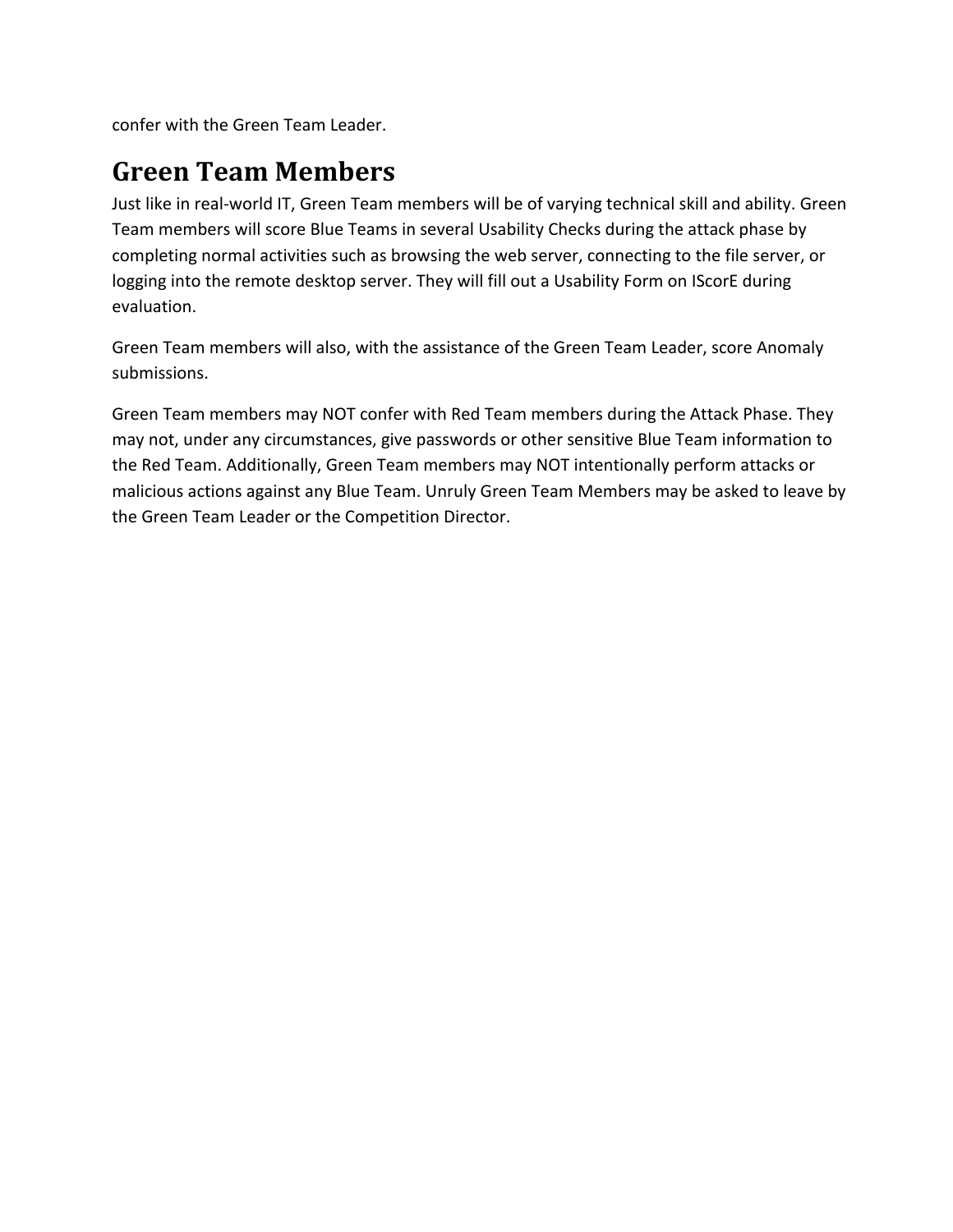confer with the Green Team Leader.

## Green Team Members

Just like in real-world IT, Green Team members will be of varying technical skill and ability. Green Team members will score Blue Teams in several Usability Checks during the attack phase by completing normal activities such as browsing the web server, connecting to the file server, or logging into the remote desktop server. They will fill out a Usability Form on IScorE during evaluation.

Green Team members will also, with the assistance of the Green Team Leader, score Anomaly submissions.

Green Team members may NOT confer with Red Team members during the Attack Phase. They may not, under any circumstances, give passwords or other sensitive Blue Team information to the Red Team. Additionally, Green Team members may NOT intentionally perform attacks or malicious actions against any Blue Team. Unruly Green Team Members may be asked to leave by the Green Team Leader or the Competition Director.